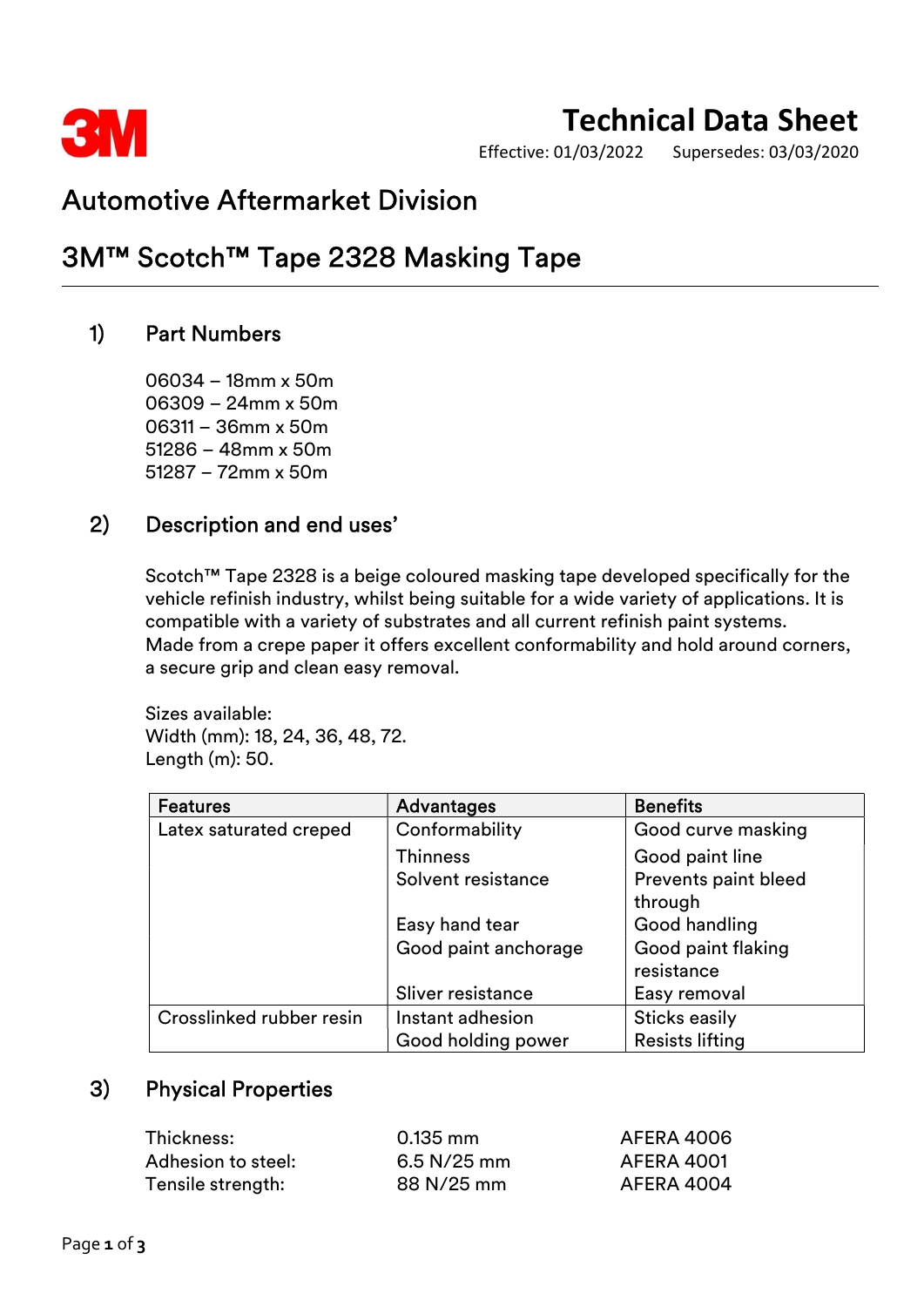# Technical Data Sheet

Effective: 01/03/2022  Supersedes: 03/03/2020

## Automotive Aftermarket Division

## 3M™ Scotch™ Tape 2328 Masking Tape

### 1) Part Numbers

06034 – 18mm x 50m
06309 – 24mm x 50m
06311 – 36mm x 50m
51286 – 48mm x 50m
51287 – 72mm x 50m

### 2) Description and end uses'

Scotch™ Tape 2328 is a beige coloured masking tape developed specifically for the vehicle refinish industry, whilst being suitable for a wide variety of applications. It is compatible with a variety of substrates and all current refinish paint systems.
Made from a crepe paper it offers excellent conformability and hold around corners, a secure grip and clean easy removal.

Sizes available:
Width (mm): 18, 24, 36, 48, 72.
Length (m): 50.

| Features | Advantages | Benefits |
|---|---|---|
| Latex saturated creped | Conformability | Good curve masking |
| | Thinness | Good paint line |
| | Solvent resistance | Prevents paint bleed through |
| | Easy hand tear | Good handling |
| | Good paint anchorage | Good paint flaking resistance |
| | Sliver resistance | Easy removal |
| Crosslinked rubber resin | Instant adhesion | Sticks easily |
| | Good holding power | Resists lifting |

### 3) Physical Properties

| | | |
|---|---|---|
| Thickness: | 0.135 mm | AFERA 4006 |
| Adhesion to steel: | 6.5 N/25 mm | AFERA 4001 |
| Tensile strength: | 88 N/25 mm | AFERA 4004 |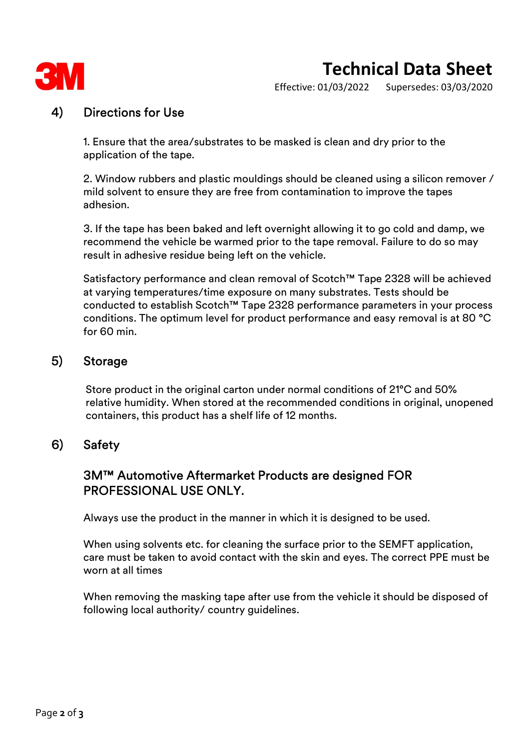## 4) Directions for Use

1. Ensure that the area/substrates to be masked is clean and dry prior to the application of the tape.

2. Window rubbers and plastic mouldings should be cleaned using a silicon remover / mild solvent to ensure they are free from contamination to improve the tapes adhesion.

3. If the tape has been baked and left overnight allowing it to go cold and damp, we recommend the vehicle be warmed prior to the tape removal. Failure to do so may result in adhesive residue being left on the vehicle.

Satisfactory performance and clean removal of Scotch™ Tape 2328 will be achieved at varying temperatures/time exposure on many substrates. Tests should be conducted to establish Scotch™ Tape 2328 performance parameters in your process conditions. The optimum level for product performance and easy removal is at 80 °C for 60 min.

## 5) Storage

Store product in the original carton under normal conditions of 21°C and 50% relative humidity. When stored at the recommended conditions in original, unopened containers, this product has a shelf life of 12 months.

## 6) Safety

### 3M™ Automotive Aftermarket Products are designed FOR PROFESSIONAL USE ONLY.

Always use the product in the manner in which it is designed to be used.

When using solvents etc. for cleaning the surface prior to the SEMFT application, care must be taken to avoid contact with the skin and eyes. The correct PPE must be worn at all times

When removing the masking tape after use from the vehicle it should be disposed of following local authority/ country guidelines.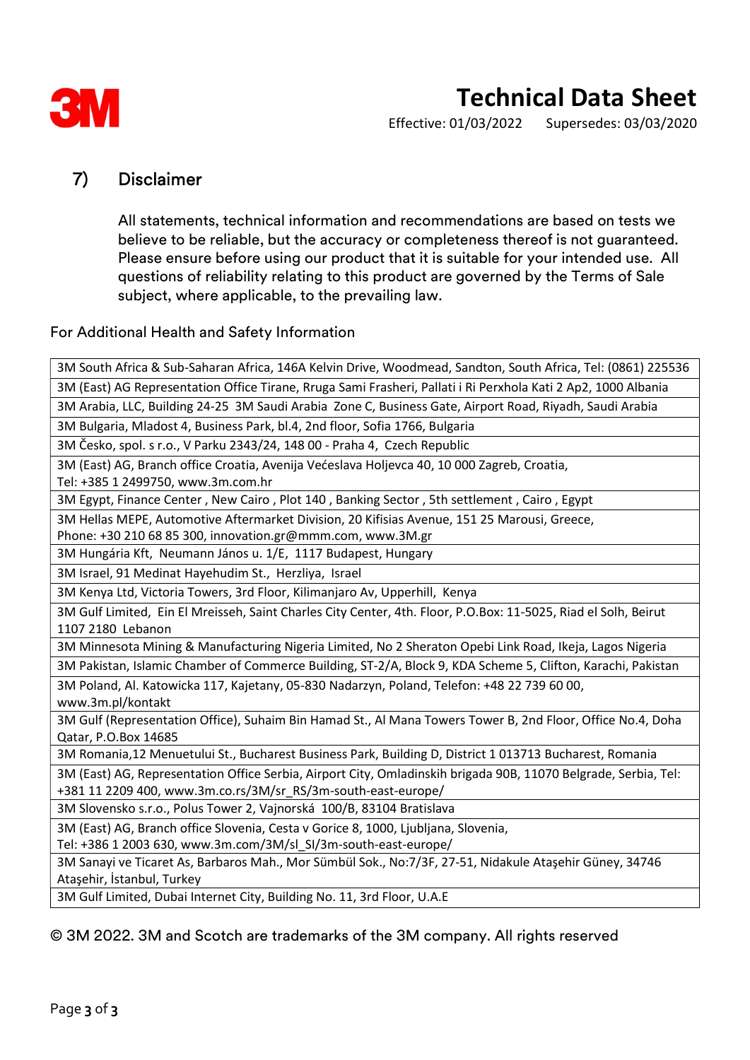## 7) Disclaimer

All statements, technical information and recommendations are based on tests we believe to be reliable, but the accuracy or completeness thereof is not guaranteed. Please ensure before using our product that it is suitable for your intended use. All questions of reliability relating to this product are governed by the Terms of Sale subject, where applicable, to the prevailing law.

For Additional Health and Safety Information

| |
|---|
| 3M South Africa & Sub-Saharan Africa, 146A Kelvin Drive, Woodmead, Sandton, South Africa, Tel: (0861) 225536 |
| 3M (East) AG Representation Office Tirane, Rruga Sami Frasheri, Pallati i Ri Perxhola Kati 2 Ap2, 1000 Albania |
| 3M Arabia, LLC, Building 24-25 3M Saudi Arabia Zone C, Business Gate, Airport Road, Riyadh, Saudi Arabia |
| 3M Bulgaria, Mladost 4, Business Park, bl.4, 2nd floor, Sofia 1766, Bulgaria |
| 3M Česko, spol. s r.o., V Parku 2343/24, 148 00 - Praha 4, Czech Republic |
| 3M (East) AG, Branch office Croatia, Avenija Većeslava Holjevca 40, 10 000 Zagreb, Croatia, Tel: +385 1 2499750, www.3m.com.hr |
| 3M Egypt, Finance Center , New Cairo , Plot 140 , Banking Sector , 5th settlement , Cairo , Egypt |
| 3M Hellas MEPE, Automotive Aftermarket Division, 20 Kifisias Avenue, 151 25 Marousi, Greece, Phone: +30 210 68 85 300, innovation.gr@mmm.com, www.3M.gr |
| 3M Hungária Kft, Neumann János u. 1/E, 1117 Budapest, Hungary |
| 3M Israel, 91 Medinat Hayehudim St., Herzliya, Israel |
| 3M Kenya Ltd, Victoria Towers, 3rd Floor, Kilimanjaro Av, Upperhill, Kenya |
| 3M Gulf Limited, Ein El Mreisseh, Saint Charles City Center, 4th. Floor, P.O.Box: 11-5025, Riad el Solh, Beirut 1107 2180 Lebanon |
| 3M Minnesota Mining & Manufacturing Nigeria Limited, No 2 Sheraton Opebi Link Road, Ikeja, Lagos Nigeria |
| 3M Pakistan, Islamic Chamber of Commerce Building, ST-2/A, Block 9, KDA Scheme 5, Clifton, Karachi, Pakistan |
| 3M Poland, Al. Katowicka 117, Kajetany, 05-830 Nadarzyn, Poland, Telefon: +48 22 739 60 00, www.3m.pl/kontakt |
| 3M Gulf (Representation Office), Suhaim Bin Hamad St., Al Mana Towers Tower B, 2nd Floor, Office No.4, Doha Qatar, P.O.Box 14685 |
| 3M Romania,12 Menuetului St., Bucharest Business Park, Building D, District 1 013713 Bucharest, Romania |
| 3M (East) AG, Representation Office Serbia, Airport City, Omladinskih brigada 90B, 11070 Belgrade, Serbia, Tel: +381 11 2209 400, www.3m.co.rs/3M/sr_RS/3m-south-east-europe/ |
| 3M Slovensko s.r.o., Polus Tower 2, Vajnorská 100/B, 83104 Bratislava |
| 3M (East) AG, Branch office Slovenia, Cesta v Gorice 8, 1000, Ljubljana, Slovenia, Tel: +386 1 2003 630, www.3m.com/3M/sl_SI/3m-south-east-europe/ |
| 3M Sanayi ve Ticaret As, Barbaros Mah., Mor Sümbül Sok., No:7/3F, 27-51, Nidakule Ataşehir Güney, 34746 Ataşehir, İstanbul, Turkey |
| 3M Gulf Limited, Dubai Internet City, Building No. 11, 3rd Floor, U.A.E |

© 3M 2022. 3M and Scotch are trademarks of the 3M company. All rights reserved